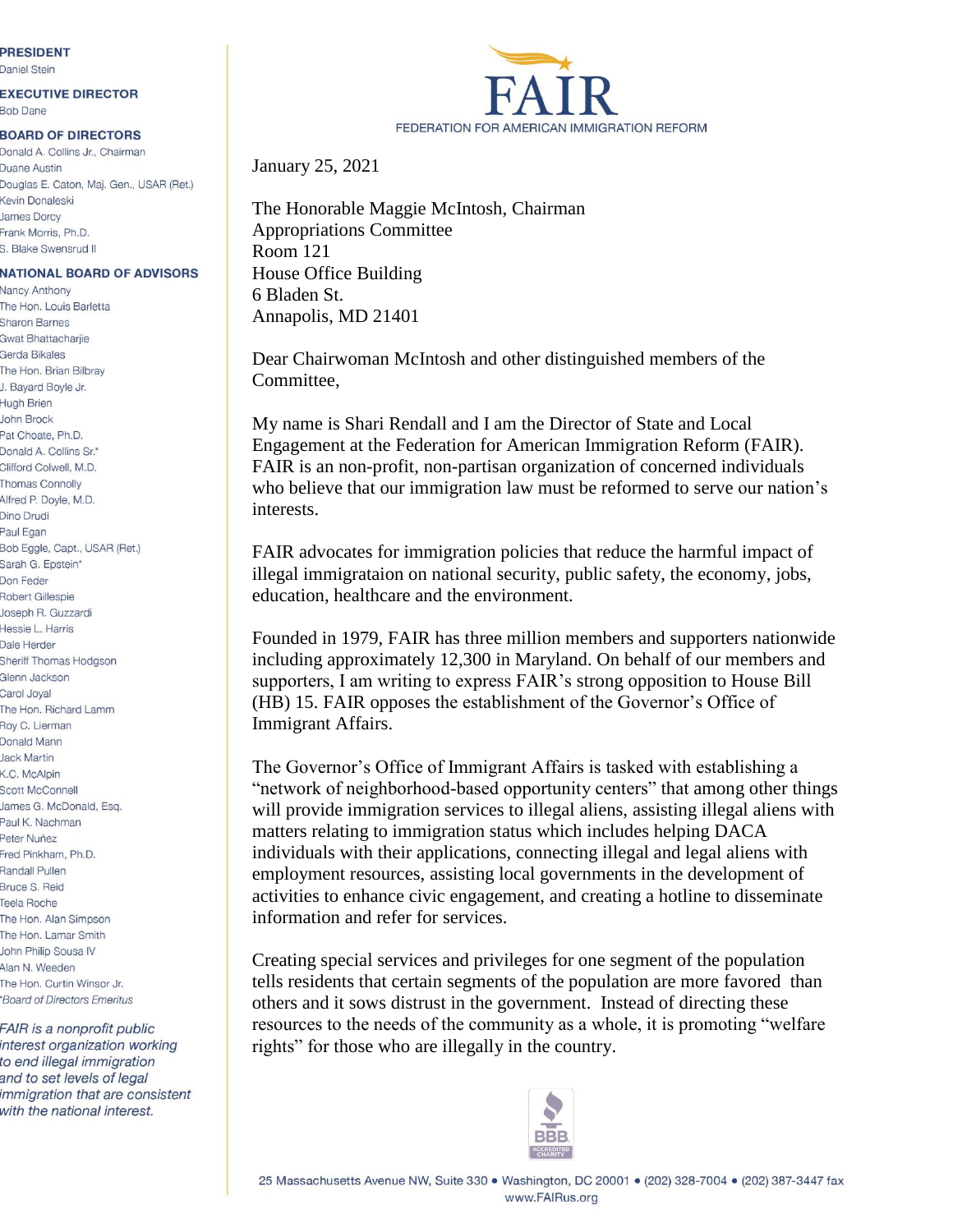**PRESIDENT**
Daniel Stein

**EXECUTIVE DIRECTOR**
Bob Dane

**BOARD OF DIRECTORS**
Donald A. Collins Jr., Chairman
Duane Austin
Douglas E. Caton, Maj. Gen., USAR (Ret.)
Kevin Donaleski
James Dorcy
Frank Morris, Ph.D.
S. Blake Swensrud II

**NATIONAL BOARD OF ADVISORS**
Nancy Anthony
The Hon. Louis Barletta
Sharon Barnes
Gwat Bhattacharjie
Gerda Bikales
The Hon. Brian Bilbray
J. Bayard Boyle Jr.
Hugh Brien
John Brock
Pat Choate, Ph.D.
Donald A. Collins Sr.*
Clifford Colwell, M.D.
Thomas Connolly
Alfred P. Doyle, M.D.
Dino Drudi
Paul Egan
Bob Eggle, Capt., USAR (Ret.)
Sarah G. Epstein*
Don Feder
Robert Gillespie
Joseph R. Guzzardi
Hessie L. Harris
Dale Herder
Sheriff Thomas Hodgson
Glenn Jackson
Carol Joyal
The Hon. Richard Lamm
Roy C. Lierman
Donald Mann
Jack Martin
K.C. McAlpin
Scott McConnell
James G. McDonald, Esq.
Paul K. Nachman
Peter Nuñez
Fred Pinkham, Ph.D.
Randall Pullen
Bruce S. Reid
Teela Roche
The Hon. Alan Simpson
The Hon. Lamar Smith
John Philip Sousa IV
Alan N. Weeden
The Hon. Curtin Winsor Jr.
*Board of Directors Emeritus*

*FAIR is a nonprofit public interest organization working to end illegal immigration and to set levels of legal immigration that are consistent with the national interest.*

FAIR
FEDERATION FOR AMERICAN IMMIGRATION REFORM

January 25, 2021

The Honorable Maggie McIntosh, Chairman
Appropriations Committee
Room 121
House Office Building
6 Bladen St.
Annapolis, MD 21401

Dear Chairwoman McIntosh and other distinguished members of the Committee,

My name is Shari Rendall and I am the Director of State and Local Engagement at the Federation for American Immigration Reform (FAIR). FAIR is an non-profit, non-partisan organization of concerned individuals who believe that our immigration law must be reformed to serve our nation's interests.

FAIR advocates for immigration policies that reduce the harmful impact of illegal immigrataion on national security, public safety, the economy, jobs, education, healthcare and the environment.

Founded in 1979, FAIR has three million members and supporters nationwide including approximately 12,300 in Maryland. On behalf of our members and supporters, I am writing to express FAIR's strong opposition to House Bill (HB) 15. FAIR opposes the establishment of the Governor's Office of Immigrant Affairs.

The Governor's Office of Immigrant Affairs is tasked with establishing a "network of neighborhood-based opportunity centers" that among other things will provide immigration services to illegal aliens, assisting illegal aliens with matters relating to immigration status which includes helping DACA individuals with their applications, connecting illegal and legal aliens with employment resources, assisting local governments in the development of activities to enhance civic engagement, and creating a hotline to disseminate information and refer for services.

Creating special services and privileges for one segment of the population tells residents that certain segments of the population are more favored than others and it sows distrust in the government. Instead of directing these resources to the needs of the community as a whole, it is promoting "welfare rights" for those who are illegally in the country.

25 Massachusetts Avenue NW, Suite 330 • Washington, DC 20001 • (202) 328-7004 • (202) 387-3447 fax
www.FAIRus.org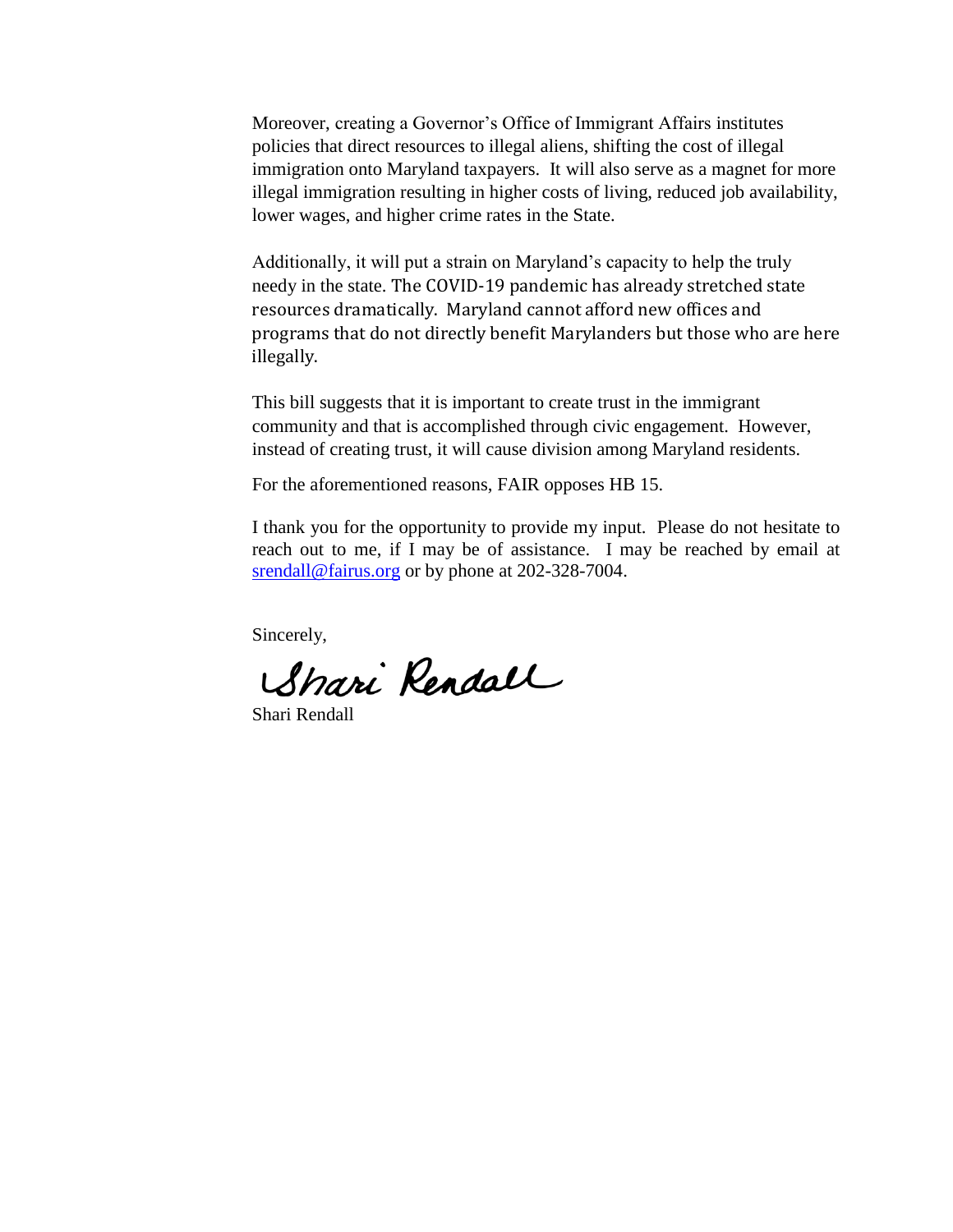Moreover, creating a Governor's Office of Immigrant Affairs institutes policies that direct resources to illegal aliens, shifting the cost of illegal immigration onto Maryland taxpayers. It will also serve as a magnet for more illegal immigration resulting in higher costs of living, reduced job availability, lower wages, and higher crime rates in the State.

Additionally, it will put a strain on Maryland's capacity to help the truly needy in the state. The COVID-19 pandemic has already stretched state resources dramatically. Maryland cannot afford new offices and programs that do not directly benefit Marylanders but those who are here illegally.

This bill suggests that it is important to create trust in the immigrant community and that is accomplished through civic engagement. However, instead of creating trust, it will cause division among Maryland residents.

For the aforementioned reasons, FAIR opposes HB 15.

I thank you for the opportunity to provide my input. Please do not hesitate to reach out to me, if I may be of assistance. I may be reached by email at [srendall@fairus.org](mailto:srendall@fairus.org) or by phone at 202-328-7004.

Sincerely,

Shari Rendall

Shari Rendall